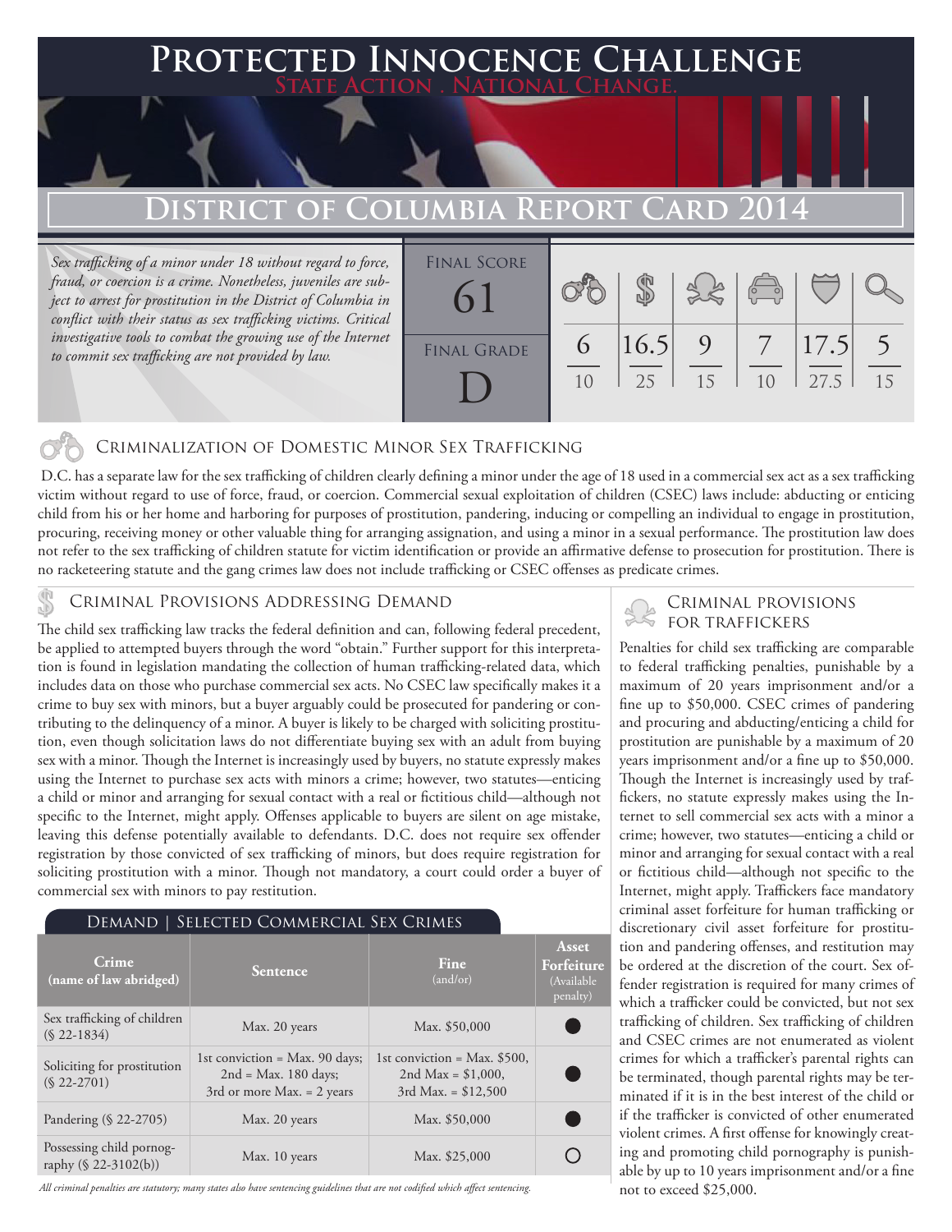# Protected Innocence Challenge

**State Action . National Change.**

## District of Columbia Report Card 2014

*Sex trafficking of a minor under 18 without regard to force, fraud, or coercion is a crime. Nonetheless, juveniles are subject to arrest for prostitution in the District of Columbia in conflict with their status as sex trafficking victims. Critical investigative tools to combat the growing use of the Internet to commit sex trafficking are not provided by law.*

| Final Score | Final Grade |
|---|---|
| 61 | D |

| Criminalization of Domestic Minor Sex Trafficking | Criminal Provisions Addressing Demand | Criminal Provisions for Traffickers | Criminal Provisions for Facilitators | Protective Provisions for the Child Victims | Criminal Justice Tools for Investigation and Prosecution |
|---|---|---|---|---|---|
| 6/10 | 16.5/25 | 9/15 | 7/10 | 17.5/27.5 | 5/15 |

### Criminalization of Domestic Minor Sex Trafficking

D.C. has a separate law for the sex trafficking of children clearly defining a minor under the age of 18 used in a commercial sex act as a sex trafficking victim without regard to use of force, fraud, or coercion. Commercial sexual exploitation of children (CSEC) laws include: abducting or enticing child from his or her home and harboring for purposes of prostitution, pandering, inducing or compelling an individual to engage in prostitution, procuring, receiving money or other valuable thing for arranging assignation, and using a minor in a sexual performance. The prostitution law does not refer to the sex trafficking of children statute for victim identification or provide an affirmative defense to prosecution for prostitution. There is no racketeering statute and the gang crimes law does not include trafficking or CSEC offenses as predicate crimes.

### Criminal Provisions Addressing Demand

The child sex trafficking law tracks the federal definition and can, following federal precedent, be applied to attempted buyers through the word "obtain." Further support for this interpretation is found in legislation mandating the collection of human trafficking-related data, which includes data on those who purchase commercial sex acts. No CSEC law specifically makes it a crime to buy sex with minors, but a buyer arguably could be prosecuted for pandering or contributing to the delinquency of a minor. A buyer is likely to be charged with soliciting prostitution, even though solicitation laws do not differentiate buying sex with an adult from buying sex with a minor. Though the Internet is increasingly used by buyers, no statute expressly makes using the Internet to purchase sex acts with minors a crime; however, two statutes—enticing a child or minor and arranging for sexual contact with a real or fictitious child—although not specific to the Internet, might apply. Offenses applicable to buyers are silent on age mistake, leaving this defense potentially available to defendants. D.C. does not require sex offender registration by those convicted of sex trafficking of minors, but does require registration for soliciting prostitution with a minor. Though not mandatory, a court could order a buyer of commercial sex with minors to pay restitution.

**Demand | Selected Commercial Sex Crimes**

| Crime (name of law abridged) | Sentence | Fine (and/or) | Asset Forfeiture (Available penalty) |
|---|---|---|---|
| Sex trafficking of children (§ 22-1834) | Max. 20 years | Max. $50,000 | ● |
| Soliciting for prostitution (§ 22-2701) | 1st conviction = Max. 90 days; 2nd = Max. 180 days; 3rd or more Max. = 2 years | 1st conviction = Max. $500, 2nd Max = $1,000, 3rd Max. = $12,500 | ● |
| Pandering (§ 22-2705) | Max. 20 years | Max. $50,000 | ● |
| Possessing child pornography (§ 22-3102(b)) | Max. 10 years | Max. $25,000 | ○ |

*All criminal penalties are statutory; many states also have sentencing guidelines that are not codified which affect sentencing.*

### Criminal Provisions for Traffickers

Penalties for child sex trafficking are comparable to federal trafficking penalties, punishable by a maximum of 20 years imprisonment and/or a fine up to $50,000. CSEC crimes of pandering and procuring and abducting/enticing a child for prostitution are punishable by a maximum of 20 years imprisonment and/or a fine up to $50,000. Though the Internet is increasingly used by traffickers, no statute expressly makes using the Internet to sell commercial sex acts with a minor a crime; however, two statutes—enticing a child or minor and arranging for sexual contact with a real or fictitious child—although not specific to the Internet, might apply. Traffickers face mandatory criminal asset forfeiture for human trafficking or discretionary civil asset forfeiture for prostitution and pandering offenses, and restitution may be ordered at the discretion of the court. Sex offender registration is required for many crimes of which a trafficker could be convicted, but not sex trafficking of children. Sex trafficking of children and CSEC crimes are not enumerated as violent crimes for which a trafficker's parental rights can be terminated, though parental rights may be terminated if it is in the best interest of the child or if the trafficker is convicted of other enumerated violent crimes. A first offense for knowingly creating and promoting child pornography is punishable by up to 10 years imprisonment and/or a fine not to exceed $25,000.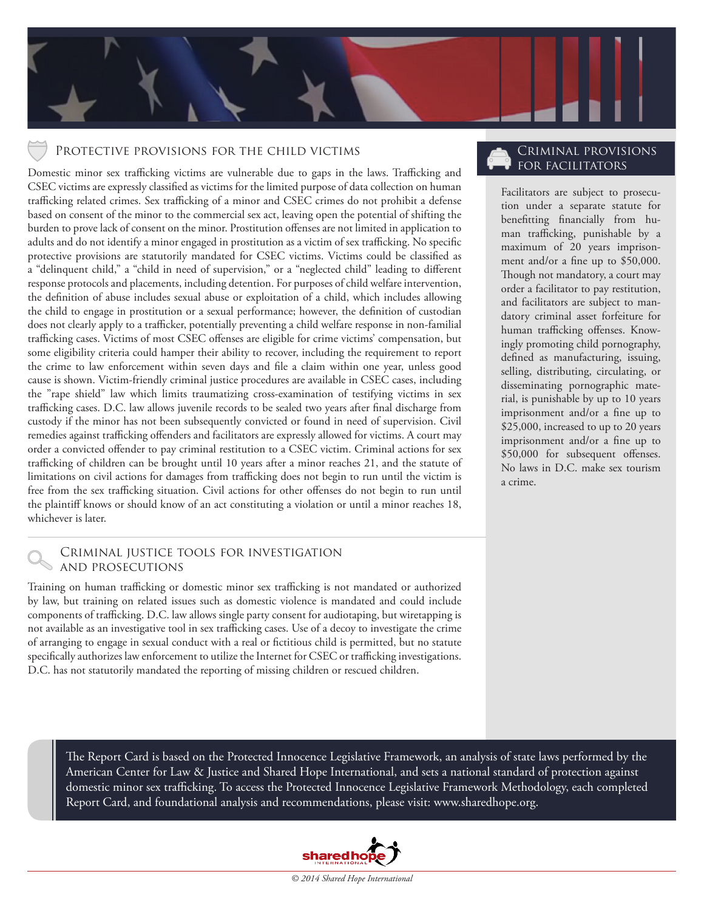## Protective provisions for the child victims

Domestic minor sex trafficking victims are vulnerable due to gaps in the laws. Trafficking and CSEC victims are expressly classified as victims for the limited purpose of data collection on human trafficking related crimes. Sex trafficking of a minor and CSEC crimes do not prohibit a defense based on consent of the minor to the commercial sex act, leaving open the potential of shifting the burden to prove lack of consent on the minor. Prostitution offenses are not limited in application to adults and do not identify a minor engaged in prostitution as a victim of sex trafficking. No specific protective provisions are statutorily mandated for CSEC victims. Victims could be classified as a "delinquent child," a "child in need of supervision," or a "neglected child" leading to different response protocols and placements, including detention. For purposes of child welfare intervention, the definition of abuse includes sexual abuse or exploitation of a child, which includes allowing the child to engage in prostitution or a sexual performance; however, the definition of custodian does not clearly apply to a trafficker, potentially preventing a child welfare response in non-familial trafficking cases. Victims of most CSEC offenses are eligible for crime victims' compensation, but some eligibility criteria could hamper their ability to recover, including the requirement to report the crime to law enforcement within seven days and file a claim within one year, unless good cause is shown. Victim-friendly criminal justice procedures are available in CSEC cases, including the "rape shield" law which limits traumatizing cross-examination of testifying victims in sex trafficking cases. D.C. law allows juvenile records to be sealed two years after final discharge from custody if the minor has not been subsequently convicted or found in need of supervision. Civil remedies against trafficking offenders and facilitators are expressly allowed for victims. A court may order a convicted offender to pay criminal restitution to a CSEC victim. Criminal actions for sex trafficking of children can be brought until 10 years after a minor reaches 21, and the statute of limitations on civil actions for damages from trafficking does not begin to run until the victim is free from the sex trafficking situation. Civil actions for other offenses do not begin to run until the plaintiff knows or should know of an act constituting a violation or until a minor reaches 18, whichever is later.

## Criminal justice tools for investigation and prosecutions

Training on human trafficking or domestic minor sex trafficking is not mandated or authorized by law, but training on related issues such as domestic violence is mandated and could include components of trafficking. D.C. law allows single party consent for audiotaping, but wiretapping is not available as an investigative tool in sex trafficking cases. Use of a decoy to investigate the crime of arranging to engage in sexual conduct with a real or fictitious child is permitted, but no statute specifically authorizes law enforcement to utilize the Internet for CSEC or trafficking investigations. D.C. has not statutorily mandated the reporting of missing children or rescued children.

## Criminal provisions for facilitators

Facilitators are subject to prosecution under a separate statute for benefitting financially from human trafficking, punishable by a maximum of 20 years imprisonment and/or a fine up to $50,000. Though not mandatory, a court may order a facilitator to pay restitution, and facilitators are subject to mandatory criminal asset forfeiture for human trafficking offenses. Knowingly promoting child pornography, defined as manufacturing, issuing, selling, distributing, circulating, or disseminating pornographic material, is punishable by up to 10 years imprisonment and/or a fine up to $25,000, increased to up to 20 years imprisonment and/or a fine up to $50,000 for subsequent offenses. No laws in D.C. make sex tourism a crime.

The Report Card is based on the Protected Innocence Legislative Framework, an analysis of state laws performed by the American Center for Law & Justice and Shared Hope International, and sets a national standard of protection against domestic minor sex trafficking. To access the Protected Innocence Legislative Framework Methodology, each completed Report Card, and foundational analysis and recommendations, please visit: www.sharedhope.org.

shared hope INTERNATIONAL

*© 2014 Shared Hope International*